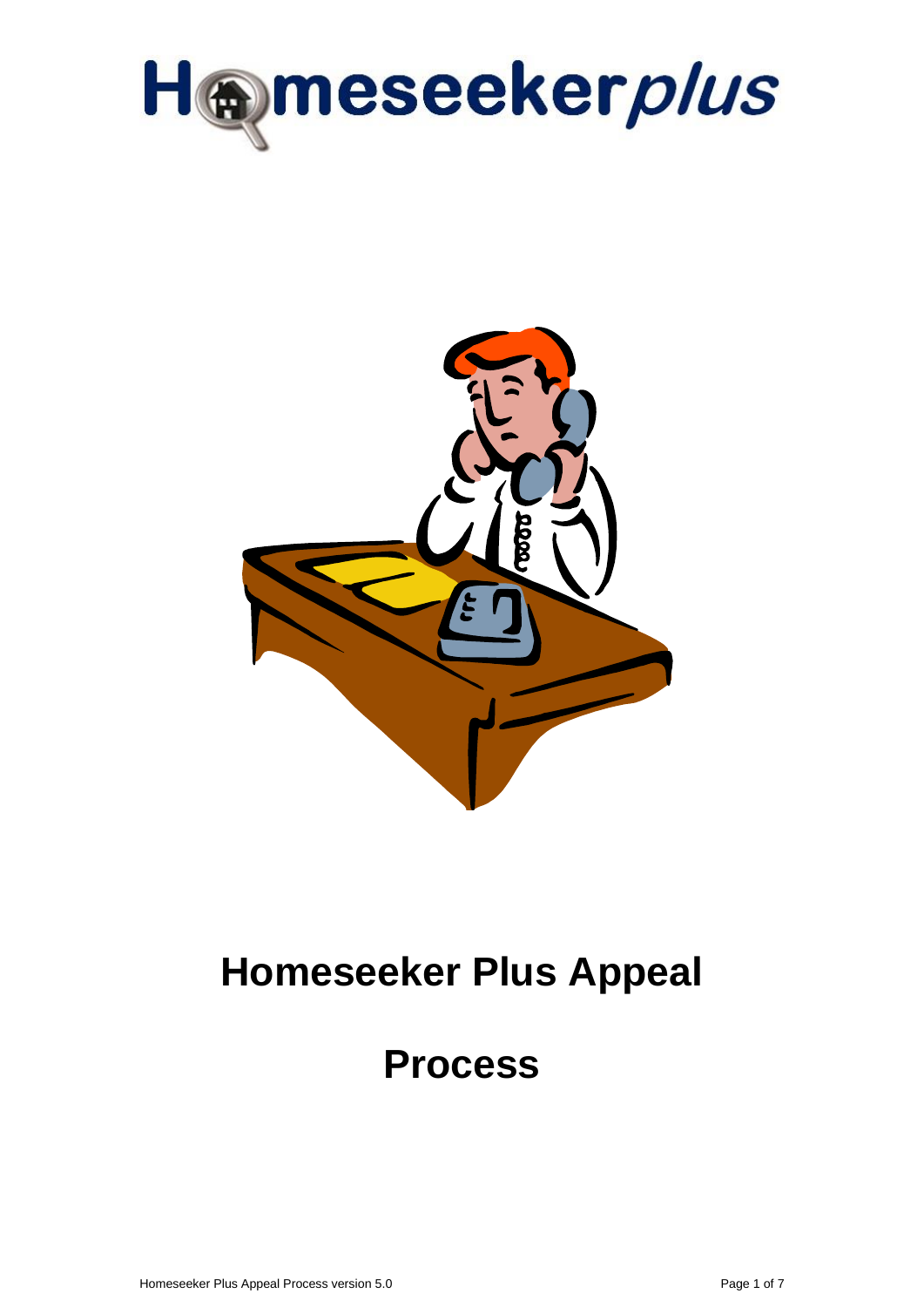Homeseekerplus

# Homeseeker Plus Appeal Process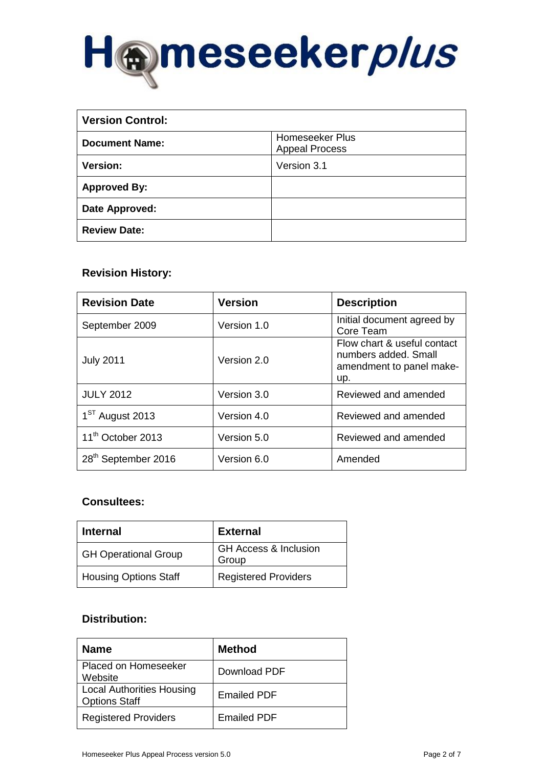# Homeseekerplus

| **Version Control:** | |
|---|---|
| **Document Name:** | Homeseeker Plus Appeal Process |
| **Version:** | Version 3.1 |
| **Approved By:** | |
| **Date Approved:** | |
| **Review Date:** | |

**Revision History:**

| Revision Date | Version | Description |
|---|---|---|
| September 2009 | Version 1.0 | Initial document agreed by Core Team |
| July 2011 | Version 2.0 | Flow chart & useful contact numbers added. Small amendment to panel make-up. |
| JULY 2012 | Version 3.0 | Reviewed and amended |
| 1ST August 2013 | Version 4.0 | Reviewed and amended |
| 11th October 2013 | Version 5.0 | Reviewed and amended |
| 28th September 2016 | Version 6.0 | Amended |

**Consultees:**

| Internal | External |
|---|---|
| GH Operational Group | GH Access & Inclusion Group |
| Housing Options Staff | Registered Providers |

**Distribution:**

| Name | Method |
|---|---|
| Placed on Homeseeker Website | Download PDF |
| Local Authorities Housing Options Staff | Emailed PDF |
| Registered Providers | Emailed PDF |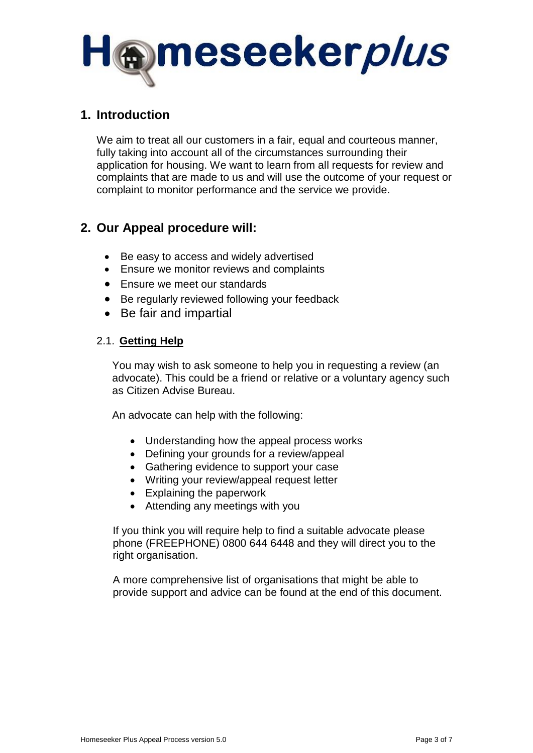Homeseekerplus

## 1. Introduction

We aim to treat all our customers in a fair, equal and courteous manner, fully taking into account all of the circumstances surrounding their application for housing. We want to learn from all requests for review and complaints that are made to us and will use the outcome of your request or complaint to monitor performance and the service we provide.

## 2. Our Appeal procedure will:

- Be easy to access and widely advertised
- Ensure we monitor reviews and complaints
- Ensure we meet our standards
- Be regularly reviewed following your feedback
- Be fair and impartial

### 2.1. **Getting Help**

You may wish to ask someone to help you in requesting a review (an advocate). This could be a friend or relative or a voluntary agency such as Citizen Advise Bureau.

An advocate can help with the following:

- Understanding how the appeal process works
- Defining your grounds for a review/appeal
- Gathering evidence to support your case
- Writing your review/appeal request letter
- Explaining the paperwork
- Attending any meetings with you

If you think you will require help to find a suitable advocate please phone (FREEPHONE) 0800 644 6448 and they will direct you to the right organisation.

A more comprehensive list of organisations that might be able to provide support and advice can be found at the end of this document.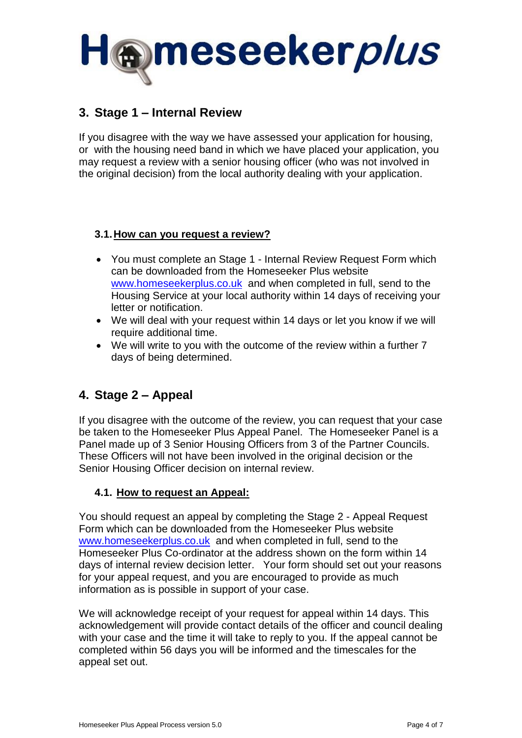# Homeseekerplus

## 3. Stage 1 – Internal Review

If you disagree with the way we have assessed your application for housing, or with the housing need band in which we have placed your application, you may request a review with a senior housing officer (who was not involved in the original decision) from the local authority dealing with your application.

### 3.1. How can you request a review?

- You must complete an Stage 1 - Internal Review Request Form which can be downloaded from the Homeseeker Plus website www.homeseekerplus.co.uk and when completed in full, send to the Housing Service at your local authority within 14 days of receiving your letter or notification.
- We will deal with your request within 14 days or let you know if we will require additional time.
- We will write to you with the outcome of the review within a further 7 days of being determined.

## 4. Stage 2 – Appeal

If you disagree with the outcome of the review, you can request that your case be taken to the Homeseeker Plus Appeal Panel. The Homeseeker Panel is a Panel made up of 3 Senior Housing Officers from 3 of the Partner Councils. These Officers will not have been involved in the original decision or the Senior Housing Officer decision on internal review.

### 4.1. How to request an Appeal:

You should request an appeal by completing the Stage 2 - Appeal Request Form which can be downloaded from the Homeseeker Plus website www.homeseekerplus.co.uk and when completed in full, send to the Homeseeker Plus Co-ordinator at the address shown on the form within 14 days of internal review decision letter. Your form should set out your reasons for your appeal request, and you are encouraged to provide as much information as is possible in support of your case.

We will acknowledge receipt of your request for appeal within 14 days. This acknowledgement will provide contact details of the officer and council dealing with your case and the time it will take to reply to you. If the appeal cannot be completed within 56 days you will be informed and the timescales for the appeal set out.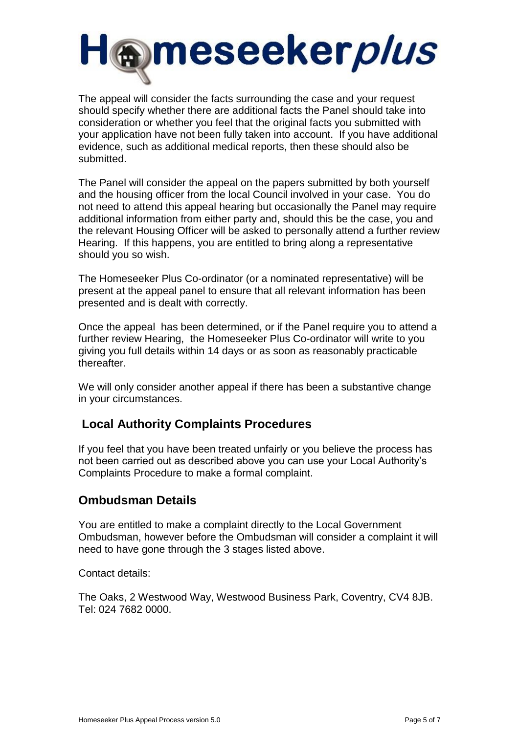The appeal will consider the facts surrounding the case and your request should specify whether there are additional facts the Panel should take into consideration or whether you feel that the original facts you submitted with your application have not been fully taken into account. If you have additional evidence, such as additional medical reports, then these should also be submitted.

The Panel will consider the appeal on the papers submitted by both yourself and the housing officer from the local Council involved in your case. You do not need to attend this appeal hearing but occasionally the Panel may require additional information from either party and, should this be the case, you and the relevant Housing Officer will be asked to personally attend a further review Hearing. If this happens, you are entitled to bring along a representative should you so wish.

The Homeseeker Plus Co-ordinator (or a nominated representative) will be present at the appeal panel to ensure that all relevant information has been presented and is dealt with correctly.

Once the appeal has been determined, or if the Panel require you to attend a further review Hearing, the Homeseeker Plus Co-ordinator will write to you giving you full details within 14 days or as soon as reasonably practicable thereafter.

We will only consider another appeal if there has been a substantive change in your circumstances.

## Local Authority Complaints Procedures

If you feel that you have been treated unfairly or you believe the process has not been carried out as described above you can use your Local Authority's Complaints Procedure to make a formal complaint.

## Ombudsman Details

You are entitled to make a complaint directly to the Local Government Ombudsman, however before the Ombudsman will consider a complaint it will need to have gone through the 3 stages listed above.

Contact details:

The Oaks, 2 Westwood Way, Westwood Business Park, Coventry, CV4 8JB.
Tel: 024 7682 0000.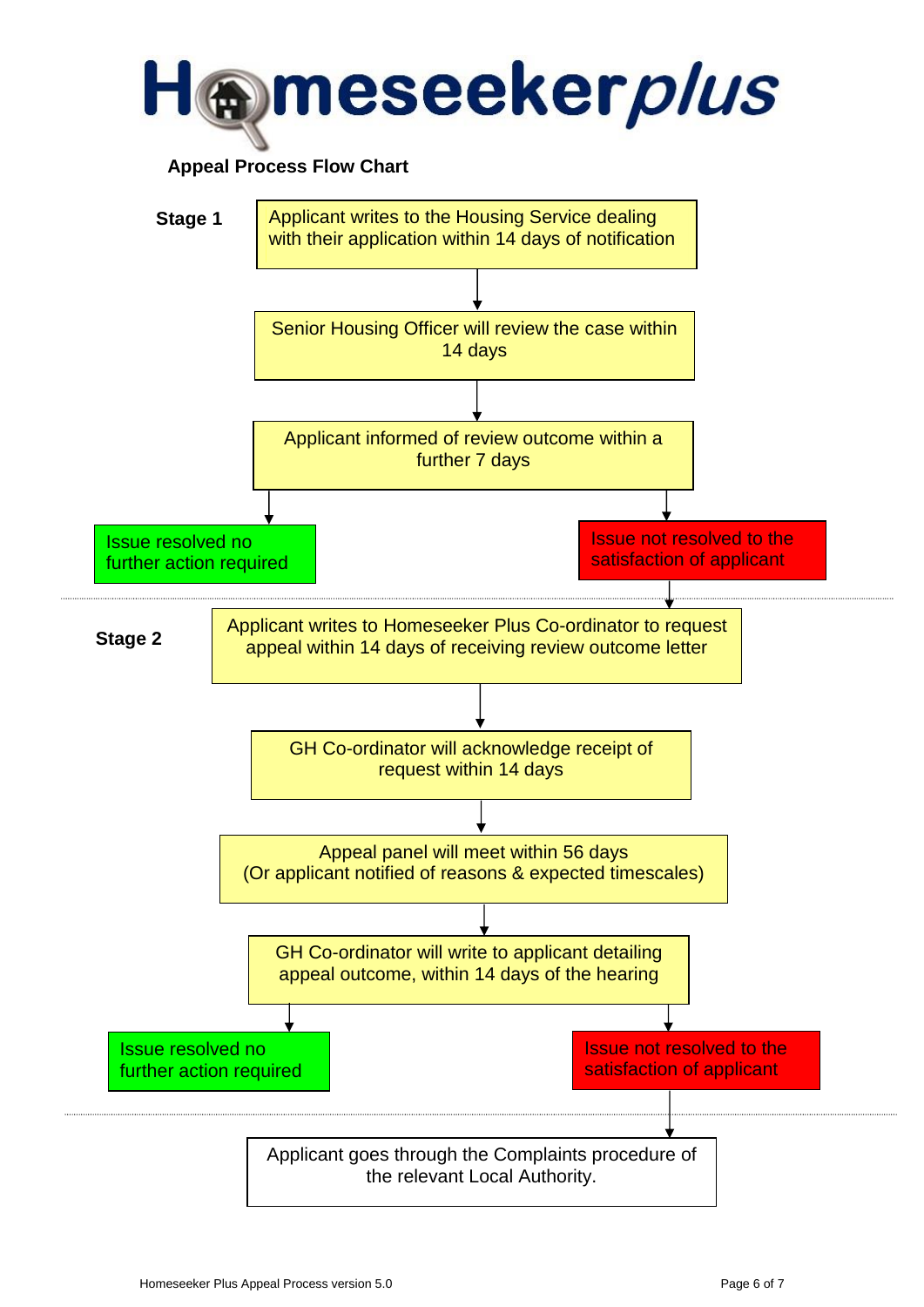# Homeseekerplus

## Appeal Process Flow Chart

### Stage 1

Applicant writes to the Housing Service dealing with their application within 14 days of notification

↓

Senior Housing Officer will review the case within 14 days

↓

Applicant informed of review outcome within a further 7 days

↓

- Issue resolved no further action required
- Issue not resolved to the satisfaction of applicant → Stage 2

### Stage 2

Applicant writes to Homeseeker Plus Co-ordinator to request appeal within 14 days of receiving review outcome letter

↓

GH Co-ordinator will acknowledge receipt of request within 14 days

↓

Appeal panel will meet within 56 days
(Or applicant notified of reasons & expected timescales)

↓

GH Co-ordinator will write to applicant detailing appeal outcome, within 14 days of the hearing

↓

- Issue resolved no further action required
- Issue not resolved to the satisfaction of applicant

↓

Applicant goes through the Complaints procedure of the relevant Local Authority.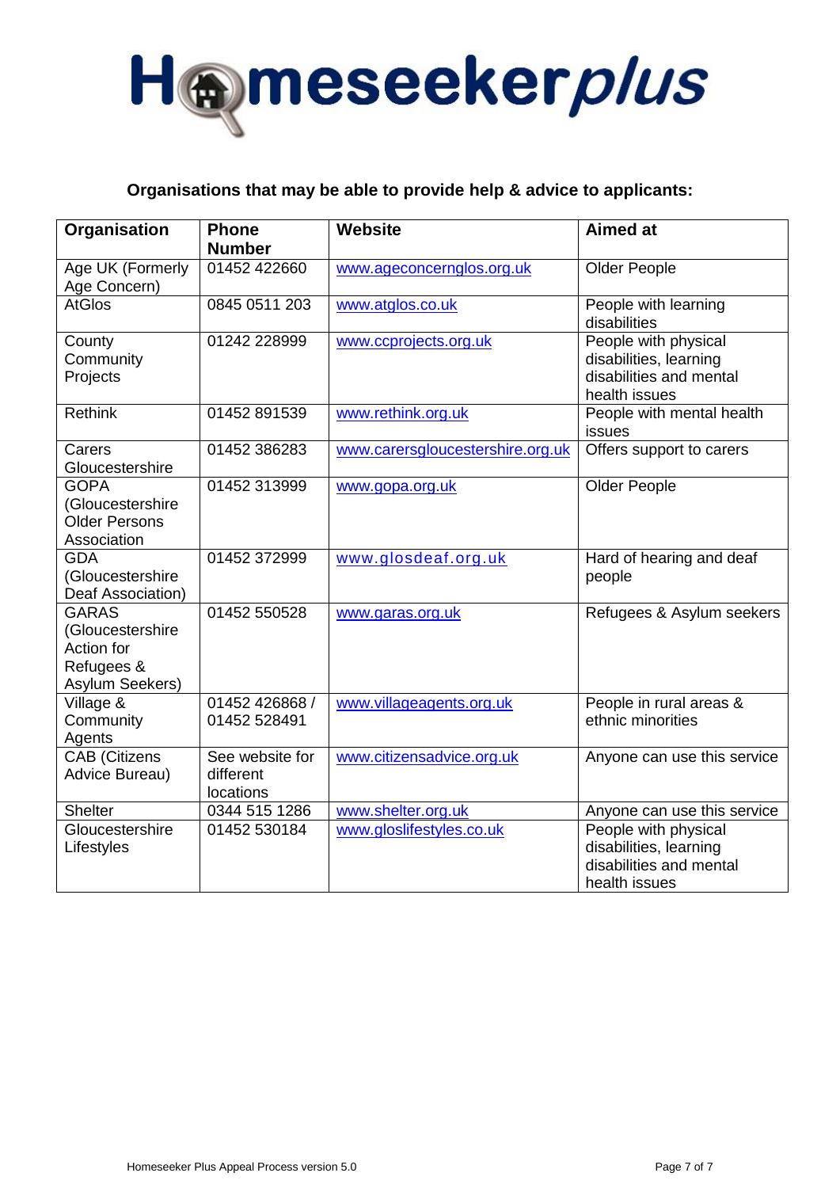# Homeseekerplus

**Organisations that may be able to provide help & advice to applicants:**

| Organisation | Phone Number | Website | Aimed at |
|---|---|---|---|
| Age UK (Formerly Age Concern) | 01452 422660 | www.ageconcernglos.org.uk | Older People |
| AtGlos | 0845 0511 203 | www.atglos.co.uk | People with learning disabilities |
| County Community Projects | 01242 228999 | www.ccprojects.org.uk | People with physical disabilities, learning disabilities and mental health issues |
| Rethink | 01452 891539 | www.rethink.org.uk | People with mental health issues |
| Carers Gloucestershire | 01452 386283 | www.carersgloucestershire.org.uk | Offers support to carers |
| GOPA (Gloucestershire Older Persons Association | 01452 313999 | www.gopa.org.uk | Older People |
| GDA (Gloucestershire Deaf Association) | 01452 372999 | www.glosdeaf.org.uk | Hard of hearing and deaf people |
| GARAS (Gloucestershire Action for Refugees & Asylum Seekers) | 01452 550528 | www.garas.org.uk | Refugees & Asylum seekers |
| Village & Community Agents | 01452 426868 / 01452 528491 | www.villageagents.org.uk | People in rural areas & ethnic minorities |
| CAB (Citizens Advice Bureau) | See website for different locations | www.citizensadvice.org.uk | Anyone can use this service |
| Shelter | 0344 515 1286 | www.shelter.org.uk | Anyone can use this service |
| Gloucestershire Lifestyles | 01452 530184 | www.gloslifestyles.co.uk | People with physical disabilities, learning disabilities and mental health issues |